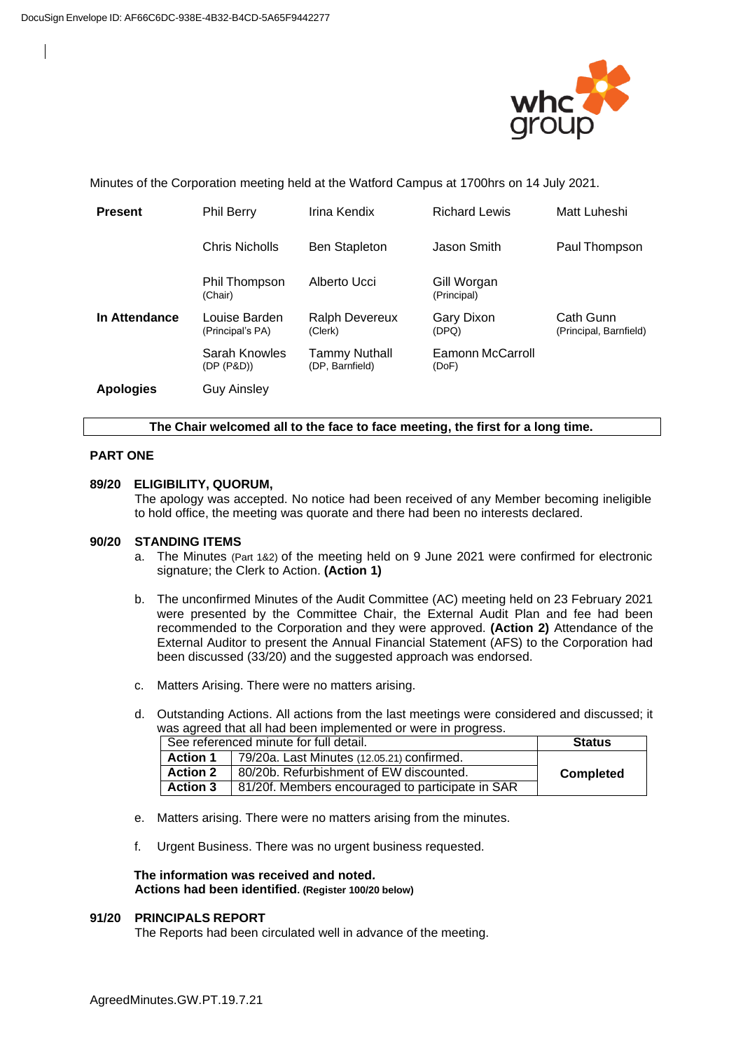Minutes of the Corporation meeting held at the Watford Campus at 1700hrs on 14 July 2021.

| | | | | |
|---|---|---|---|---|
| **Present** | Phil Berry | Irina Kendix | Richard Lewis | Matt Luheshi |
| | Chris Nicholls | Ben Stapleton | Jason Smith | Paul Thompson |
| | Phil Thompson (Chair) | Alberto Ucci | Gill Worgan (Principal) | |
| **In Attendance** | Louise Barden (Principal's PA) | Ralph Devereux (Clerk) | Gary Dixon (DPQ) | Cath Gunn (Principal, Barnfield) |
| | Sarah Knowles (DP (P&D)) | Tammy Nuthall (DP, Barnfield) | Eamonn McCarroll (DoF) | |
| **Apologies** | Guy Ainsley | | | |

**The Chair welcomed all to the face to face meeting, the first for a long time.**

## PART ONE

### 89/20 ELIGIBILITY, QUORUM,

The apology was accepted. No notice had been received of any Member becoming ineligible to hold office, the meeting was quorate and there had been no interests declared.

### 90/20 STANDING ITEMS

a. The Minutes (Part 1&2) of the meeting held on 9 June 2021 were confirmed for electronic signature; the Clerk to Action. **(Action 1)**

b. The unconfirmed Minutes of the Audit Committee (AC) meeting held on 23 February 2021 were presented by the Committee Chair, the External Audit Plan and fee had been recommended to the Corporation and they were approved. **(Action 2)** Attendance of the External Auditor to present the Annual Financial Statement (AFS) to the Corporation had been discussed (33/20) and the suggested approach was endorsed.

c. Matters Arising. There were no matters arising.

d. Outstanding Actions. All actions from the last meetings were considered and discussed; it was agreed that all had been implemented or were in progress.

| See referenced minute for full detail. | | **Status** |
|---|---|---|
| **Action 1** | 79/20a. Last Minutes (12.05.21) confirmed. | **Completed** |
| **Action 2** | 80/20b. Refurbishment of EW discounted. | |
| **Action 3** | 81/20f. Members encouraged to participate in SAR | |

e. Matters arising. There were no matters arising from the minutes.

f. Urgent Business. There was no urgent business requested.

**The information was received and noted.**
**Actions had been identified.** **(Register 100/20 below)**

### 91/20 PRINCIPALS REPORT

The Reports had been circulated well in advance of the meeting.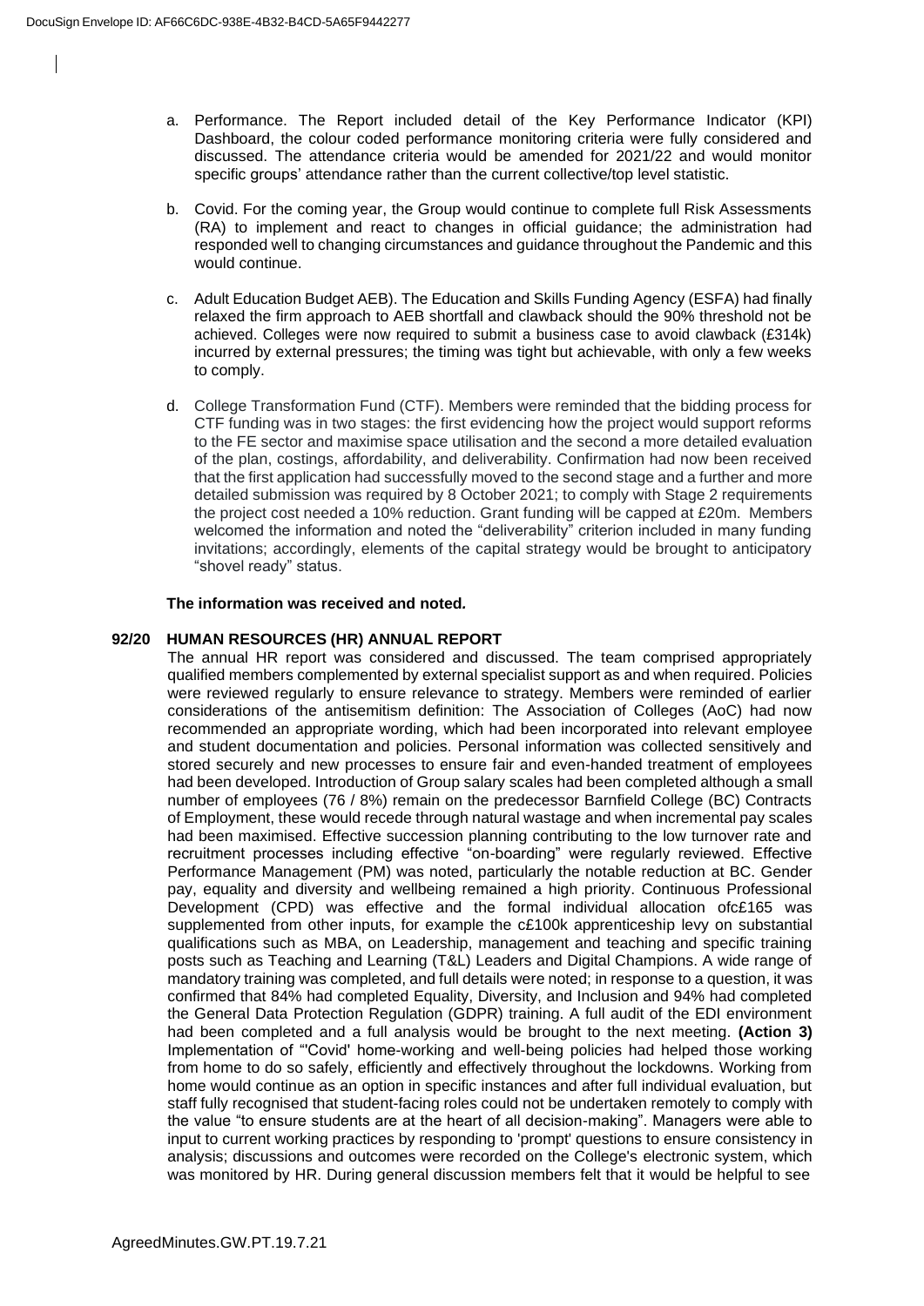a. Performance. The Report included detail of the Key Performance Indicator (KPI) Dashboard, the colour coded performance monitoring criteria were fully considered and discussed. The attendance criteria would be amended for 2021/22 and would monitor specific groups' attendance rather than the current collective/top level statistic.

b. Covid. For the coming year, the Group would continue to complete full Risk Assessments (RA) to implement and react to changes in official guidance; the administration had responded well to changing circumstances and guidance throughout the Pandemic and this would continue.

c. Adult Education Budget AEB). The Education and Skills Funding Agency (ESFA) had finally relaxed the firm approach to AEB shortfall and clawback should the 90% threshold not be achieved. Colleges were now required to submit a business case to avoid clawback (£314k) incurred by external pressures; the timing was tight but achievable, with only a few weeks to comply.

d. College Transformation Fund (CTF). Members were reminded that the bidding process for CTF funding was in two stages: the first evidencing how the project would support reforms to the FE sector and maximise space utilisation and the second a more detailed evaluation of the plan, costings, affordability, and deliverability. Confirmation had now been received that the first application had successfully moved to the second stage and a further and more detailed submission was required by 8 October 2021; to comply with Stage 2 requirements the project cost needed a 10% reduction. Grant funding will be capped at £20m. Members welcomed the information and noted the "deliverability" criterion included in many funding invitations; accordingly, elements of the capital strategy would be brought to anticipatory "shovel ready" status.

**The information was received and noted.**

**92/20 HUMAN RESOURCES (HR) ANNUAL REPORT**

The annual HR report was considered and discussed. The team comprised appropriately qualified members complemented by external specialist support as and when required. Policies were reviewed regularly to ensure relevance to strategy. Members were reminded of earlier considerations of the antisemitism definition: The Association of Colleges (AoC) had now recommended an appropriate wording, which had been incorporated into relevant employee and student documentation and policies. Personal information was collected sensitively and stored securely and new processes to ensure fair and even-handed treatment of employees had been developed. Introduction of Group salary scales had been completed although a small number of employees (76 / 8%) remain on the predecessor Barnfield College (BC) Contracts of Employment, these would recede through natural wastage and when incremental pay scales had been maximised. Effective succession planning contributing to the low turnover rate and recruitment processes including effective "on-boarding" were regularly reviewed. Effective Performance Management (PM) was noted, particularly the notable reduction at BC. Gender pay, equality and diversity and wellbeing remained a high priority. Continuous Professional Development (CPD) was effective and the formal individual allocation ofc£165 was supplemented from other inputs, for example the c£100k apprenticeship levy on substantial qualifications such as MBA, on Leadership, management and teaching and specific training posts such as Teaching and Learning (T&L) Leaders and Digital Champions. A wide range of mandatory training was completed, and full details were noted; in response to a question, it was confirmed that 84% had completed Equality, Diversity, and Inclusion and 94% had completed the General Data Protection Regulation (GDPR) training. A full audit of the EDI environment had been completed and a full analysis would be brought to the next meeting. **(Action 3)** Implementation of "'Covid' home-working and well-being policies had helped those working from home to do so safely, efficiently and effectively throughout the lockdowns. Working from home would continue as an option in specific instances and after full individual evaluation, but staff fully recognised that student-facing roles could not be undertaken remotely to comply with the value "to ensure students are at the heart of all decision-making". Managers were able to input to current working practices by responding to 'prompt' questions to ensure consistency in analysis; discussions and outcomes were recorded on the College's electronic system, which was monitored by HR. During general discussion members felt that it would be helpful to see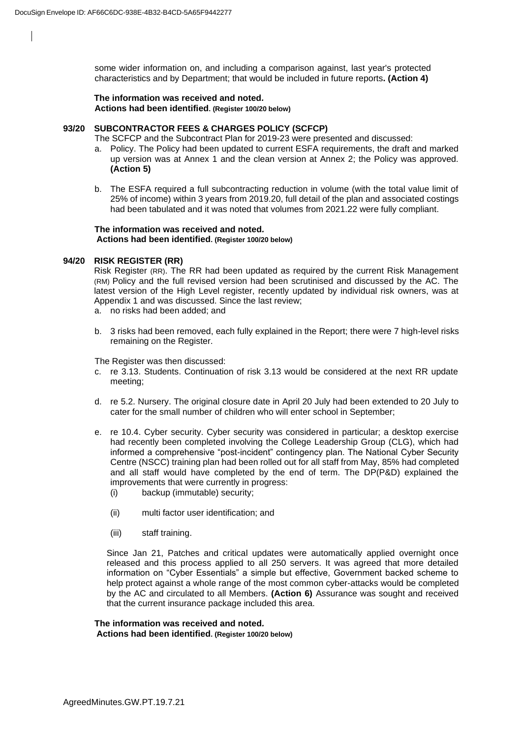some wider information on, and including a comparison against, last year's protected characteristics and by Department; that would be included in future reports**. (Action 4)**

**The information was received and noted.**
**Actions had been identified. (Register 100/20 below)**

**93/20 SUBCONTRACTOR FEES & CHARGES POLICY (SCFCP)**

The SCFCP and the Subcontract Plan for 2019-23 were presented and discussed:

a. Policy. The Policy had been updated to current ESFA requirements, the draft and marked up version was at Annex 1 and the clean version at Annex 2; the Policy was approved. **(Action 5)**

b. The ESFA required a full subcontracting reduction in volume (with the total value limit of 25% of income) within 3 years from 2019.20, full detail of the plan and associated costings had been tabulated and it was noted that volumes from 2021.22 were fully compliant.

**The information was received and noted.**
**Actions had been identified. (Register 100/20 below)**

**94/20 RISK REGISTER (RR)**

Risk Register (RR). The RR had been updated as required by the current Risk Management (RM) Policy and the full revised version had been scrutinised and discussed by the AC. The latest version of the High Level register, recently updated by individual risk owners, was at Appendix 1 and was discussed. Since the last review;

a. no risks had been added; and

b. 3 risks had been removed, each fully explained in the Report; there were 7 high-level risks remaining on the Register.

The Register was then discussed:

c. re 3.13. Students. Continuation of risk 3.13 would be considered at the next RR update meeting;

d. re 5.2. Nursery. The original closure date in April 20 July had been extended to 20 July to cater for the small number of children who will enter school in September;

e. re 10.4. Cyber security. Cyber security was considered in particular; a desktop exercise had recently been completed involving the College Leadership Group (CLG), which had informed a comprehensive "post-incident" contingency plan. The National Cyber Security Centre (NSCC) training plan had been rolled out for all staff from May, 85% had completed and all staff would have completed by the end of term. The DP(P&D) explained the improvements that were currently in progress:

   (i) backup (immutable) security;

   (ii) multi factor user identification; and

   (iii) staff training.

   Since Jan 21, Patches and critical updates were automatically applied overnight once released and this process applied to all 250 servers. It was agreed that more detailed information on "Cyber Essentials" a simple but effective, Government backed scheme to help protect against a whole range of the most common cyber-attacks would be completed by the AC and circulated to all Members. **(Action 6)** Assurance was sought and received that the current insurance package included this area.

**The information was received and noted.**
**Actions had been identified. (Register 100/20 below)**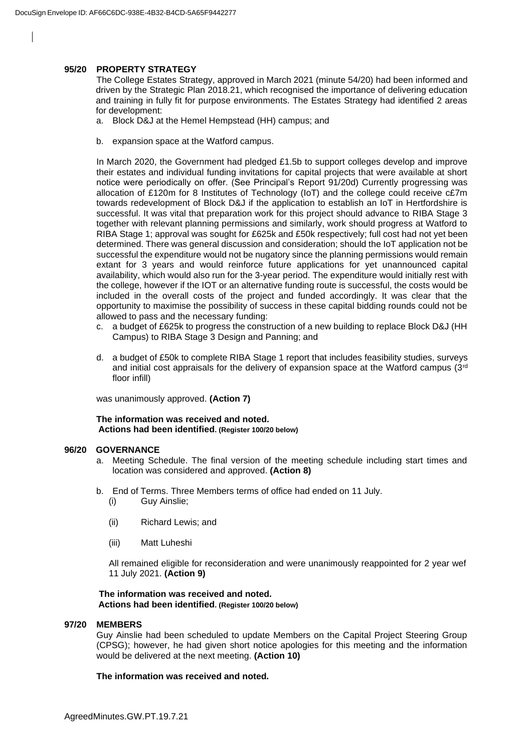## 95/20 PROPERTY STRATEGY

The College Estates Strategy, approved in March 2021 (minute 54/20) had been informed and driven by the Strategic Plan 2018.21, which recognised the importance of delivering education and training in fully fit for purpose environments. The Estates Strategy had identified 2 areas for development:

a. Block D&J at the Hemel Hempstead (HH) campus; and

b. expansion space at the Watford campus.

In March 2020, the Government had pledged £1.5b to support colleges develop and improve their estates and individual funding invitations for capital projects that were available at short notice were periodically on offer. (See Principal's Report 91/20d) Currently progressing was allocation of £120m for 8 Institutes of Technology (IoT) and the college could receive c£7m towards redevelopment of Block D&J if the application to establish an IoT in Hertfordshire is successful. It was vital that preparation work for this project should advance to RIBA Stage 3 together with relevant planning permissions and similarly, work should progress at Watford to RIBA Stage 1; approval was sought for £625k and £50k respectively; full cost had not yet been determined. There was general discussion and consideration; should the IoT application not be successful the expenditure would not be nugatory since the planning permissions would remain extant for 3 years and would reinforce future applications for yet unannounced capital availability, which would also run for the 3-year period. The expenditure would initially rest with the college, however if the IOT or an alternative funding route is successful, the costs would be included in the overall costs of the project and funded accordingly. It was clear that the opportunity to maximise the possibility of success in these capital bidding rounds could not be allowed to pass and the necessary funding:

c. a budget of £625k to progress the construction of a new building to replace Block D&J (HH Campus) to RIBA Stage 3 Design and Panning; and

d. a budget of £50k to complete RIBA Stage 1 report that includes feasibility studies, surveys and initial cost appraisals for the delivery of expansion space at the Watford campus (3rd floor infill)

was unanimously approved. **(Action 7)**

**The information was received and noted.**
**Actions had been identified. (Register 100/20 below)**

## 96/20 GOVERNANCE

a. Meeting Schedule. The final version of the meeting schedule including start times and location was considered and approved. **(Action 8)**

b. End of Terms. Three Members terms of office had ended on 11 July.
   (i) Guy Ainslie;
   (ii) Richard Lewis; and
   (iii) Matt Luheshi

   All remained eligible for reconsideration and were unanimously reappointed for 2 year wef 11 July 2021. **(Action 9)**

**The information was received and noted.**
**Actions had been identified. (Register 100/20 below)**

## 97/20 MEMBERS

Guy Ainslie had been scheduled to update Members on the Capital Project Steering Group (CPSG); however, he had given short notice apologies for this meeting and the information would be delivered at the next meeting. **(Action 10)**

**The information was received and noted.**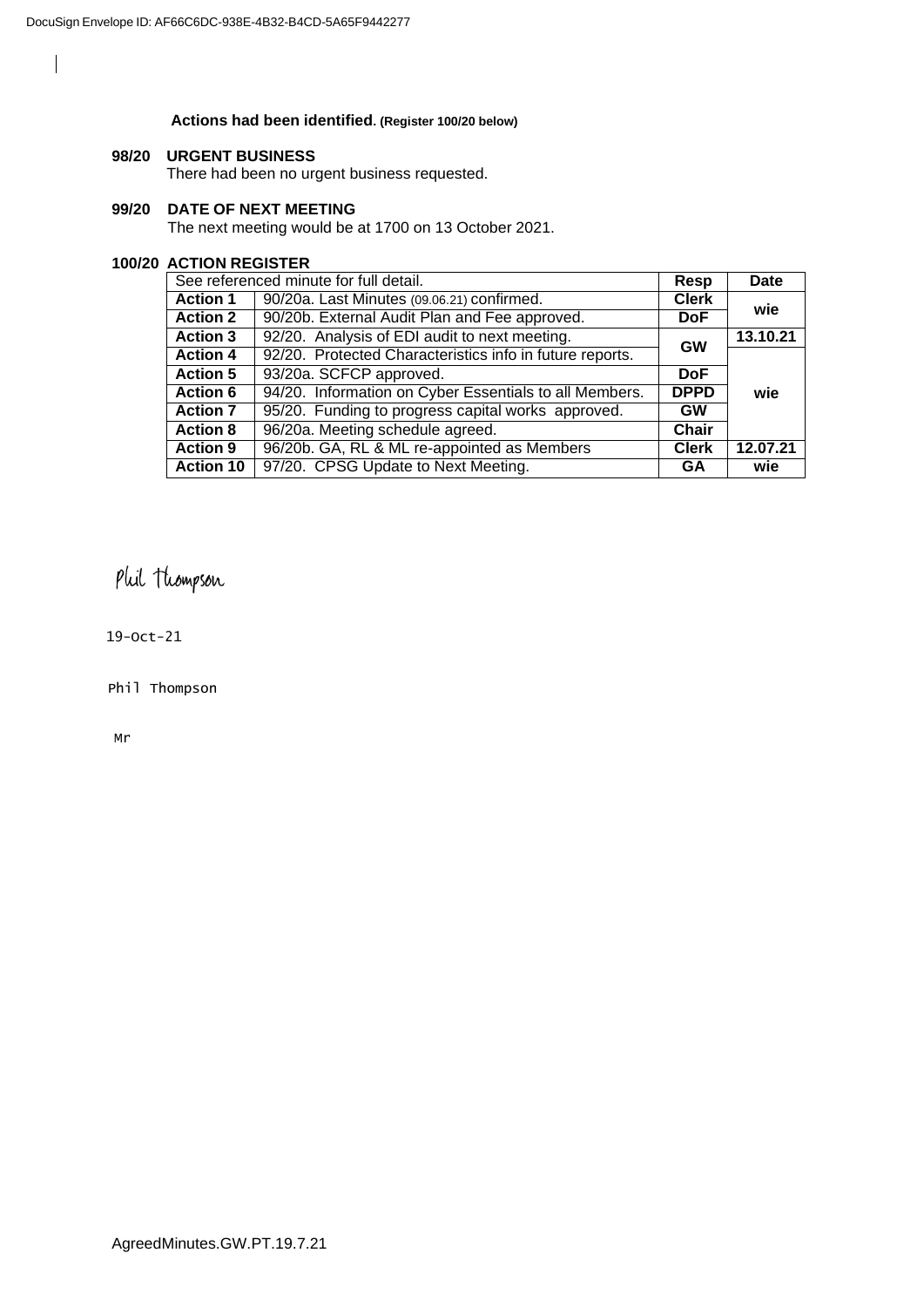**Actions had been identified. (Register 100/20 below)**

**98/20 URGENT BUSINESS**

There had been no urgent business requested.

**99/20 DATE OF NEXT MEETING**

The next meeting would be at 1700 on 13 October 2021.

**100/20 ACTION REGISTER**

| See referenced minute for full detail. | | Resp | Date |
|---|---|---|---|
| **Action 1** | 90/20a. Last Minutes (09.06.21) confirmed. | **Clerk** | **wie** |
| **Action 2** | 90/20b. External Audit Plan and Fee approved. | **DoF** | |
| **Action 3** | 92/20. Analysis of EDI audit to next meeting. | **GW** | **13.10.21** |
| **Action 4** | 92/20. Protected Characteristics info in future reports. | | **wie** |
| **Action 5** | 93/20a. SCFCP approved. | **DoF** | |
| **Action 6** | 94/20. Information on Cyber Essentials to all Members. | **DPPD** | |
| **Action 7** | 95/20. Funding to progress capital works approved. | **GW** | |
| **Action 8** | 96/20a. Meeting schedule agreed. | **Chair** | |
| **Action 9** | 96/20b. GA, RL & ML re-appointed as Members | **Clerk** | **12.07.21** |
| **Action 10** | 97/20. CPSG Update to Next Meeting. | **GA** | **wie** |

Phil Thompson

19-Oct-21

Phil Thompson

Mr